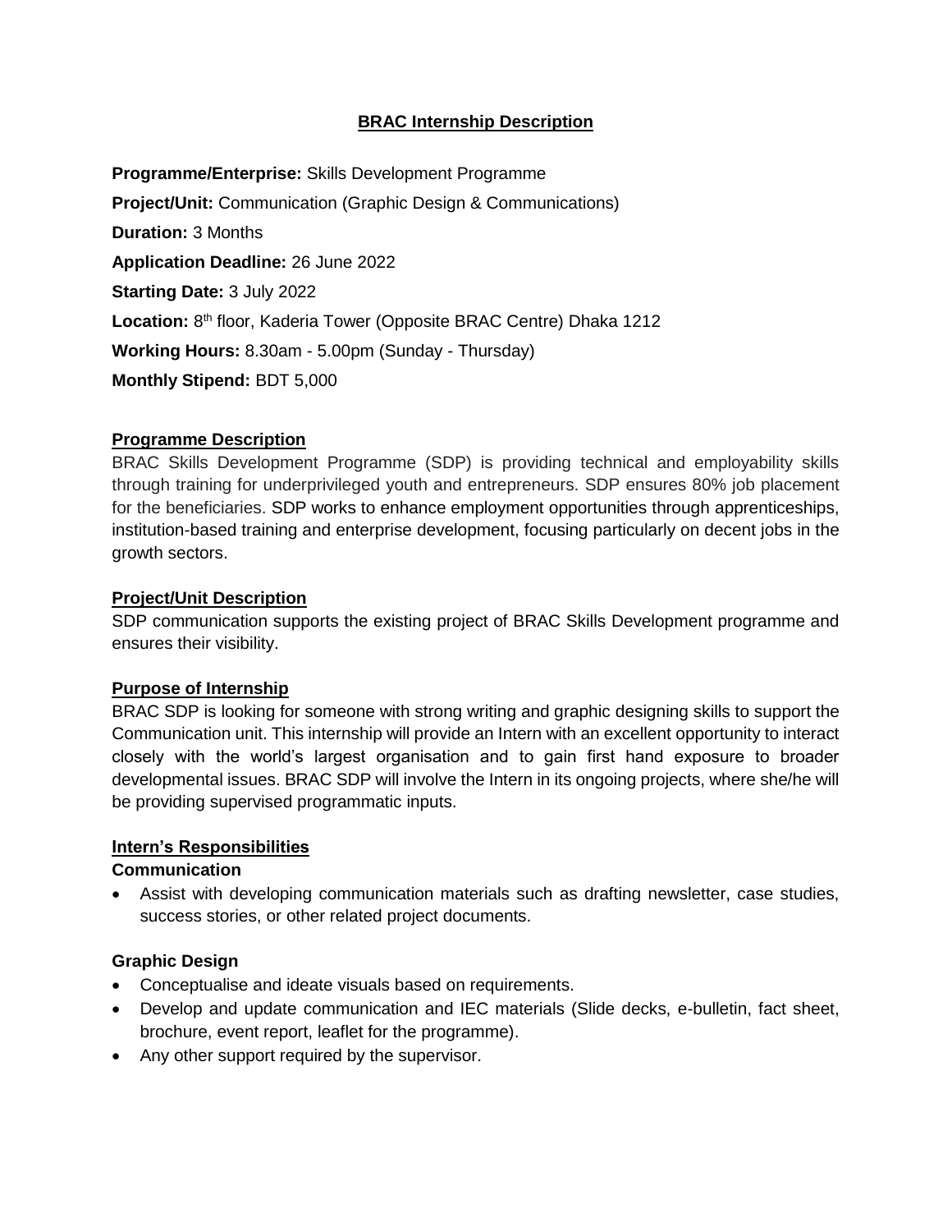# BRAC Internship Description

**Programme/Enterprise:** Skills Development Programme

**Project/Unit:** Communication (Graphic Design & Communications)

**Duration:** 3 Months

**Application Deadline:** 26 June 2022

**Starting Date:** 3 July 2022

**Location:** 8th floor, Kaderia Tower (Opposite BRAC Centre) Dhaka 1212

**Working Hours:** 8.30am - 5.00pm (Sunday - Thursday)

**Monthly Stipend:** BDT 5,000

## Programme Description

BRAC Skills Development Programme (SDP) is providing technical and employability skills through training for underprivileged youth and entrepreneurs. SDP ensures 80% job placement for the beneficiaries. SDP works to enhance employment opportunities through apprenticeships, institution-based training and enterprise development, focusing particularly on decent jobs in the growth sectors.

## Project/Unit Description

SDP communication supports the existing project of BRAC Skills Development programme and ensures their visibility.

## Purpose of Internship

BRAC SDP is looking for someone with strong writing and graphic designing skills to support the Communication unit. This internship will provide an Intern with an excellent opportunity to interact closely with the world's largest organisation and to gain first hand exposure to broader developmental issues. BRAC SDP will involve the Intern in its ongoing projects, where she/he will be providing supervised programmatic inputs.

## Intern's Responsibilities

### Communication

- Assist with developing communication materials such as drafting newsletter, case studies, success stories, or other related project documents.

### Graphic Design

- Conceptualise and ideate visuals based on requirements.
- Develop and update communication and IEC materials (Slide decks, e-bulletin, fact sheet, brochure, event report, leaflet for the programme).
- Any other support required by the supervisor.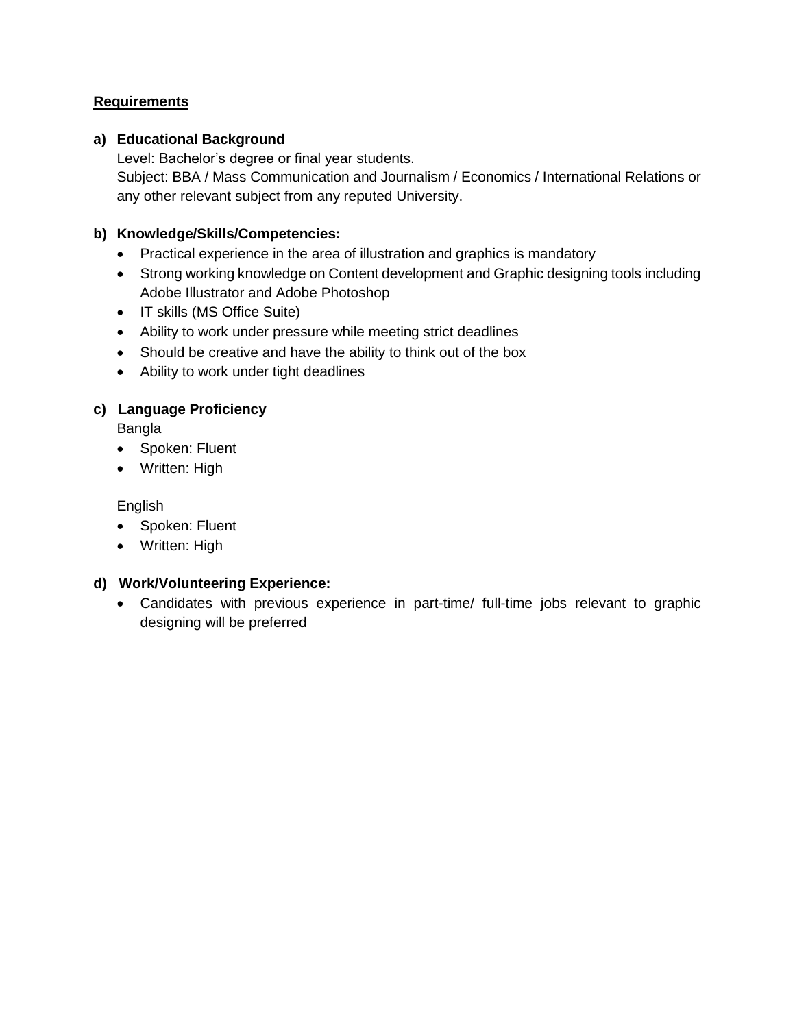**<u>Requirements</u>**

**a) Educational Background**

Level: Bachelor's degree or final year students.
Subject: BBA / Mass Communication and Journalism / Economics / International Relations or any other relevant subject from any reputed University.

**b) Knowledge/Skills/Competencies:**

- Practical experience in the area of illustration and graphics is mandatory
- Strong working knowledge on Content development and Graphic designing tools including Adobe Illustrator and Adobe Photoshop
- IT skills (MS Office Suite)
- Ability to work under pressure while meeting strict deadlines
- Should be creative and have the ability to think out of the box
- Ability to work under tight deadlines

**c) Language Proficiency**

Bangla

- Spoken: Fluent
- Written: High

English

- Spoken: Fluent
- Written: High

**d) Work/Volunteering Experience:**

- Candidates with previous experience in part-time/ full-time jobs relevant to graphic designing will be preferred